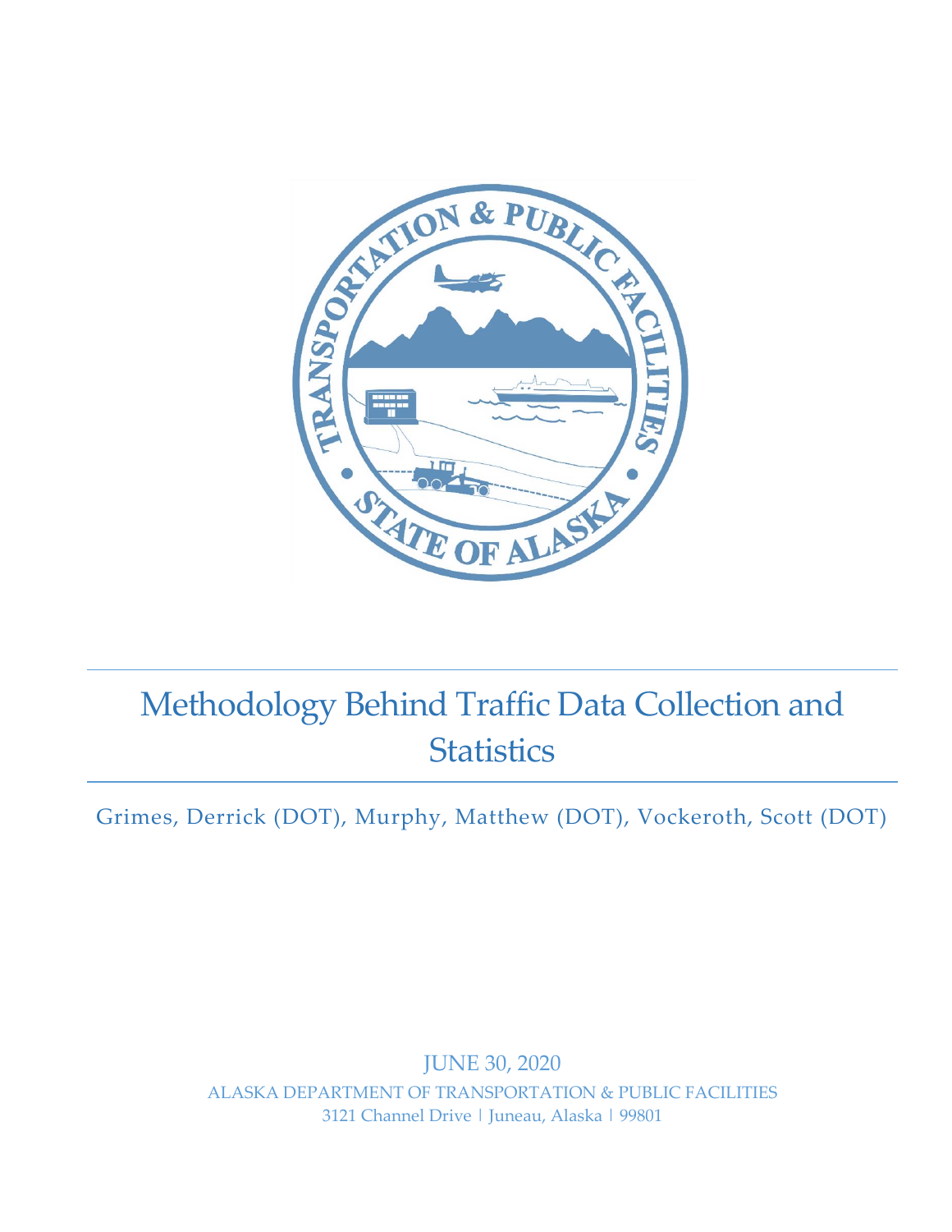# Methodology Behind Traffic Data Collection and Statistics

Grimes, Derrick (DOT), Murphy, Matthew (DOT), Vockeroth, Scott (DOT)

JUNE 30, 2020

ALASKA DEPARTMENT OF TRANSPORTATION & PUBLIC FACILITIES

3121 Channel Drive | Juneau, Alaska | 99801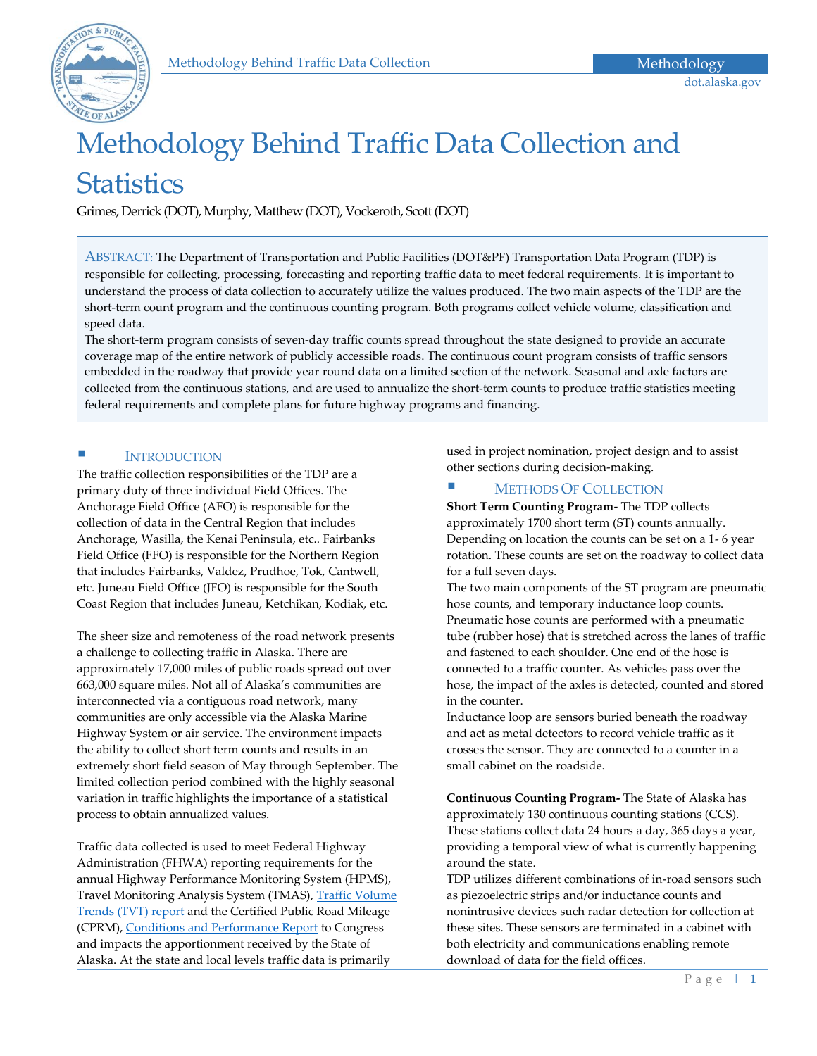# Methodology Behind Traffic Data Collection and Statistics

Grimes, Derrick (DOT), Murphy, Matthew (DOT), Vockeroth, Scott (DOT)

ABSTRACT: The Department of Transportation and Public Facilities (DOT&PF) Transportation Data Program (TDP) is responsible for collecting, processing, forecasting and reporting traffic data to meet federal requirements. It is important to understand the process of data collection to accurately utilize the values produced. The two main aspects of the TDP are the short-term count program and the continuous counting program. Both programs collect vehicle volume, classification and speed data.

The short-term program consists of seven-day traffic counts spread throughout the state designed to provide an accurate coverage map of the entire network of publicly accessible roads. The continuous count program consists of traffic sensors embedded in the roadway that provide year round data on a limited section of the network. Seasonal and axle factors are collected from the continuous stations, and are used to annualize the short-term counts to produce traffic statistics meeting federal requirements and complete plans for future highway programs and financing.

## INTRODUCTION

The traffic collection responsibilities of the TDP are a primary duty of three individual Field Offices. The Anchorage Field Office (AFO) is responsible for the collection of data in the Central Region that includes Anchorage, Wasilla, the Kenai Peninsula, etc.. Fairbanks Field Office (FFO) is responsible for the Northern Region that includes Fairbanks, Valdez, Prudhoe, Tok, Cantwell, etc. Juneau Field Office (JFO) is responsible for the South Coast Region that includes Juneau, Ketchikan, Kodiak, etc.

The sheer size and remoteness of the road network presents a challenge to collecting traffic in Alaska. There are approximately 17,000 miles of public roads spread out over 663,000 square miles. Not all of Alaska's communities are interconnected via a contiguous road network, many communities are only accessible via the Alaska Marine Highway System or air service. The environment impacts the ability to collect short term counts and results in an extremely short field season of May through September. The limited collection period combined with the highly seasonal variation in traffic highlights the importance of a statistical process to obtain annualized values.

Traffic data collected is used to meet Federal Highway Administration (FHWA) reporting requirements for the annual Highway Performance Monitoring System (HPMS), Travel Monitoring Analysis System (TMAS), Traffic Volume Trends (TVT) report and the Certified Public Road Mileage (CPRM), Conditions and Performance Report to Congress and impacts the apportionment received by the State of Alaska. At the state and local levels traffic data is primarily used in project nomination, project design and to assist other sections during decision-making.

## METHODS OF COLLECTION

**Short Term Counting Program-** The TDP collects approximately 1700 short term (ST) counts annually. Depending on location the counts can be set on a 1- 6 year rotation. These counts are set on the roadway to collect data for a full seven days.

The two main components of the ST program are pneumatic hose counts, and temporary inductance loop counts. Pneumatic hose counts are performed with a pneumatic tube (rubber hose) that is stretched across the lanes of traffic and fastened to each shoulder. One end of the hose is connected to a traffic counter. As vehicles pass over the hose, the impact of the axles is detected, counted and stored in the counter.

Inductance loop are sensors buried beneath the roadway and act as metal detectors to record vehicle traffic as it crosses the sensor. They are connected to a counter in a small cabinet on the roadside.

**Continuous Counting Program-** The State of Alaska has approximately 130 continuous counting stations (CCS). These stations collect data 24 hours a day, 365 days a year, providing a temporal view of what is currently happening around the state.

TDP utilizes different combinations of in-road sensors such as piezoelectric strips and/or inductance counts and nonintrusive devices such radar detection for collection at these sites. These sensors are terminated in a cabinet with both electricity and communications enabling remote download of data for the field offices.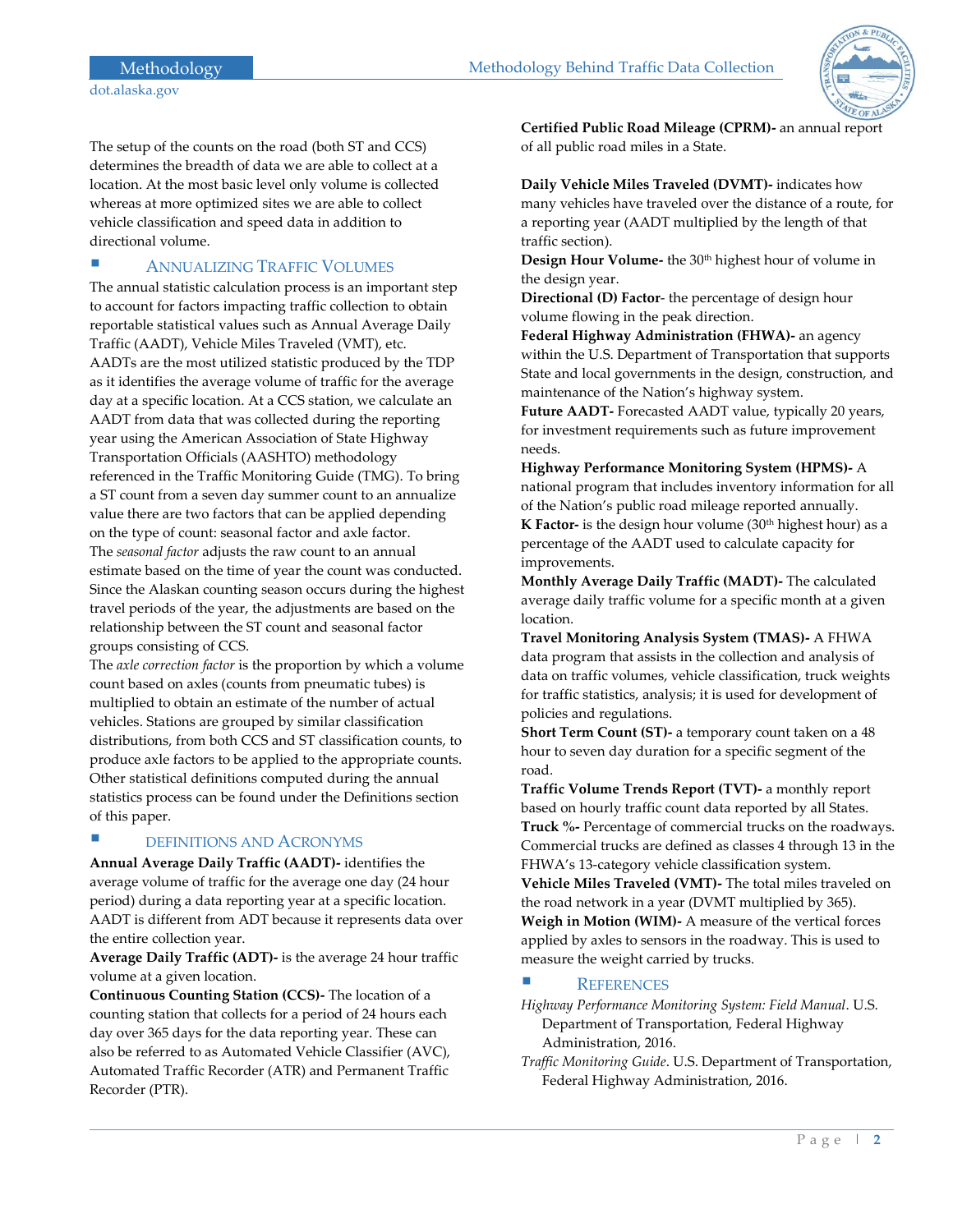The setup of the counts on the road (both ST and CCS) determines the breadth of data we are able to collect at a location. At the most basic level only volume is collected whereas at more optimized sites we are able to collect vehicle classification and speed data in addition to directional volume.

## Annualizing Traffic Volumes

The annual statistic calculation process is an important step to account for factors impacting traffic collection to obtain reportable statistical values such as Annual Average Daily Traffic (AADT), Vehicle Miles Traveled (VMT), etc. AADTs are the most utilized statistic produced by the TDP as it identifies the average volume of traffic for the average day at a specific location. At a CCS station, we calculate an AADT from data that was collected during the reporting year using the American Association of State Highway Transportation Officials (AASHTO) methodology referenced in the Traffic Monitoring Guide (TMG). To bring a ST count from a seven day summer count to an annualize value there are two factors that can be applied depending on the type of count: seasonal factor and axle factor.

The *seasonal factor* adjusts the raw count to an annual estimate based on the time of year the count was conducted. Since the Alaskan counting season occurs during the highest travel periods of the year, the adjustments are based on the relationship between the ST count and seasonal factor groups consisting of CCS.

The *axle correction factor* is the proportion by which a volume count based on axles (counts from pneumatic tubes) is multiplied to obtain an estimate of the number of actual vehicles. Stations are grouped by similar classification distributions, from both CCS and ST classification counts, to produce axle factors to be applied to the appropriate counts.

Other statistical definitions computed during the annual statistics process can be found under the Definitions section of this paper.

## Definitions and Acronyms

**Annual Average Daily Traffic (AADT)-** identifies the average volume of traffic for the average one day (24 hour period) during a data reporting year at a specific location. AADT is different from ADT because it represents data over the entire collection year.

**Average Daily Traffic (ADT)-** is the average 24 hour traffic volume at a given location.

**Continuous Counting Station (CCS)-** The location of a counting station that collects for a period of 24 hours each day over 365 days for the data reporting year. These can also be referred to as Automated Vehicle Classifier (AVC), Automated Traffic Recorder (ATR) and Permanent Traffic Recorder (PTR).

**Certified Public Road Mileage (CPRM)-** an annual report of all public road miles in a State.

**Daily Vehicle Miles Traveled (DVMT)-** indicates how many vehicles have traveled over the distance of a route, for a reporting year (AADT multiplied by the length of that traffic section).

**Design Hour Volume-** the 30th highest hour of volume in the design year.

**Directional (D) Factor**- the percentage of design hour volume flowing in the peak direction.

**Federal Highway Administration (FHWA)-** an agency within the U.S. Department of Transportation that supports State and local governments in the design, construction, and maintenance of the Nation's highway system.

**Future AADT-** Forecasted AADT value, typically 20 years, for investment requirements such as future improvement needs.

**Highway Performance Monitoring System (HPMS)-** A national program that includes inventory information for all of the Nation's public road mileage reported annually.

**K Factor-** is the design hour volume (30th highest hour) as a percentage of the AADT used to calculate capacity for improvements.

**Monthly Average Daily Traffic (MADT)-** The calculated average daily traffic volume for a specific month at a given location.

**Travel Monitoring Analysis System (TMAS)-** A FHWA data program that assists in the collection and analysis of data on traffic volumes, vehicle classification, truck weights for traffic statistics, analysis; it is used for development of policies and regulations.

**Short Term Count (ST)-** a temporary count taken on a 48 hour to seven day duration for a specific segment of the road.

**Traffic Volume Trends Report (TVT)-** a monthly report based on hourly traffic count data reported by all States.

**Truck %-** Percentage of commercial trucks on the roadways. Commercial trucks are defined as classes 4 through 13 in the FHWA's 13-category vehicle classification system.

**Vehicle Miles Traveled (VMT)-** The total miles traveled on the road network in a year (DVMT multiplied by 365).

**Weigh in Motion (WIM)-** A measure of the vertical forces applied by axles to sensors in the roadway. This is used to measure the weight carried by trucks.

## References

*Highway Performance Monitoring System: Field Manual*. U.S. Department of Transportation, Federal Highway Administration, 2016.

*Traffic Monitoring Guide*. U.S. Department of Transportation, Federal Highway Administration, 2016.